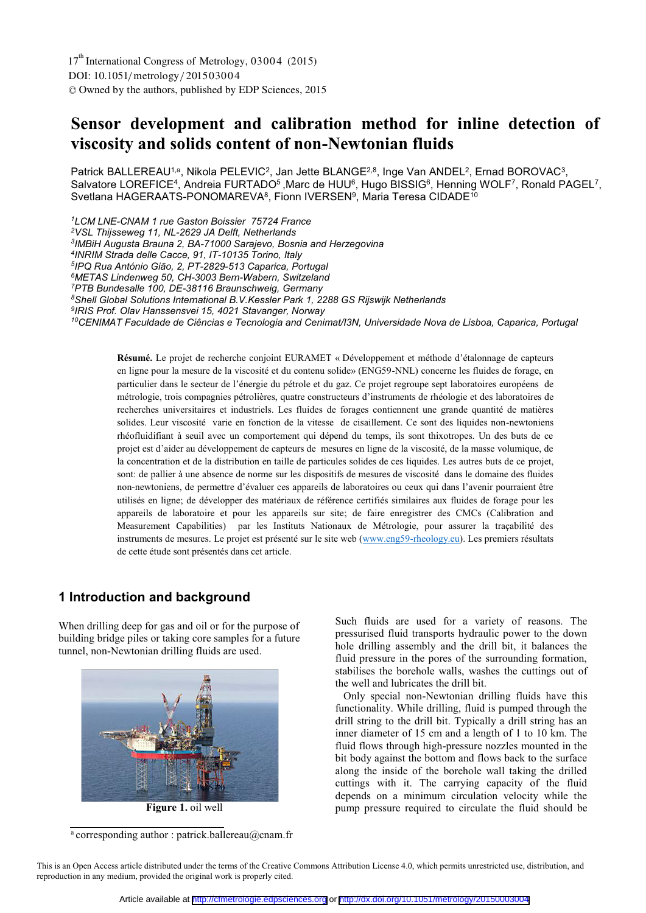# Sensor development and calibration method for inline detection of viscosity and solids content of non-Newtonian fluids

Patrick BALLEREAU[1,a], Nikola PELEVIC[2], Jan Jette BLANGE[2,8], Inge Van ANDEL[2], Ernad BOROVAC[3], Salvatore LOREFICE[4], Andreia FURTADO[5], Marc de HUU[6], Hugo BISSIG[6], Henning WOLF[7], Ronald PAGEL[7], Svetlana HAGERAATS-PONOMAREVA[8], Fionn IVERSEN[9], Maria Teresa CIDADE[10]

*[1]LCM LNE-CNAM 1 rue Gaston Boissier 75724 France*
*[2]VSL Thijsseweg 11, NL-2629 JA Delft, Netherlands*
*[3]IMBiH Augusta Brauna 2, BA-71000 Sarajevo, Bosnia and Herzegovina*
*[4]INRIM Strada delle Cacce, 91, IT-10135 Torino, Italy*
*[5]IPQ Rua António Gião, 2, PT-2829-513 Caparica, Portugal*
*[6]METAS Lindenweg 50, CH-3003 Bern-Wabern, Switzerland*
*[7]PTB Bundesalle 100, DE-38116 Braunschweig, Germany*
*[8]Shell Global Solutions International B.V.Kessler Park 1, 2288 GS Rijswijk Netherlands*
*[9]IRIS Prof. Olav Hanssensvei 15, 4021 Stavanger, Norway*
*[10]CENIMAT Faculdade de Ciências e Tecnologia and Cenimat/I3N, Universidade Nova de Lisboa, Caparica, Portugal*

**Résumé.** Le projet de recherche conjoint EURAMET « Développement et méthode d'étalonnage de capteurs en ligne pour la mesure de la viscosité et du contenu solide» (ENG59-NNL) concerne les fluides de forage, en particulier dans le secteur de l'énergie du pétrole et du gaz. Ce projet regroupe sept laboratoires européens de métrologie, trois compagnies pétrolières, quatre constructeurs d'instruments de rhéologie et des laboratoires de recherches universitaires et industriels. Les fluides de forages contiennent une grande quantité de matières solides. Leur viscosité varie en fonction de la vitesse de cisaillement. Ce sont des liquides non-newtoniens rhéofluidifiant à seuil avec un comportement qui dépend du temps, ils sont thixotropes. Un des buts de ce projet est d'aider au développement de capteurs de mesures en ligne de la viscosité, de la masse volumique, de la concentration et de la distribution en taille de particules solides de ces liquides. Les autres buts de ce projet, sont: de pallier à une absence de norme sur les dispositifs de mesures de viscosité dans le domaine des fluides non-newtoniens, de permettre d'évaluer ces appareils de laboratoires ou ceux qui dans l'avenir pourraient être utilisés en ligne; de développer des matériaux de référence certifiés similaires aux fluides de forage pour les appareils de laboratoire et pour les appareils sur site; de faire enregistrer des CMCs (Calibration and Measurement Capabilities) par les Instituts Nationaux de Métrologie, pour assurer la traçabilité des instruments de mesures. Le projet est présenté sur le site web (www.eng59-rheology.eu). Les premiers résultats de cette étude sont présentés dans cet article.

## 1 Introduction and background

When drilling deep for gas and oil or for the purpose of building bridge piles or taking core samples for a future tunnel, non-Newtonian drilling fluids are used.

**Figure 1.** oil well

Such fluids are used for a variety of reasons. The pressurised fluid transports hydraulic power to the down hole drilling assembly and the drill bit, it balances the fluid pressure in the pores of the surrounding formation, stabilises the borehole walls, washes the cuttings out of the well and lubricates the drill bit.

Only special non-Newtonian drilling fluids have this functionality. While drilling, fluid is pumped through the drill string to the drill bit. Typically a drill string has an inner diameter of 15 cm and a length of 1 to 10 km. The fluid flows through high-pressure nozzles mounted in the bit body against the bottom and flows back to the surface along the inside of the borehole wall taking the drilled cuttings with it. The carrying capacity of the fluid depends on a minimum circulation velocity while the pump pressure required to circulate the fluid should be

[a] corresponding author : patrick.ballereau@cnam.fr

This is an Open Access article distributed under the terms of the Creative Commons Attribution License 4.0, which permits unrestricted use, distribution, and reproduction in any medium, provided the original work is properly cited.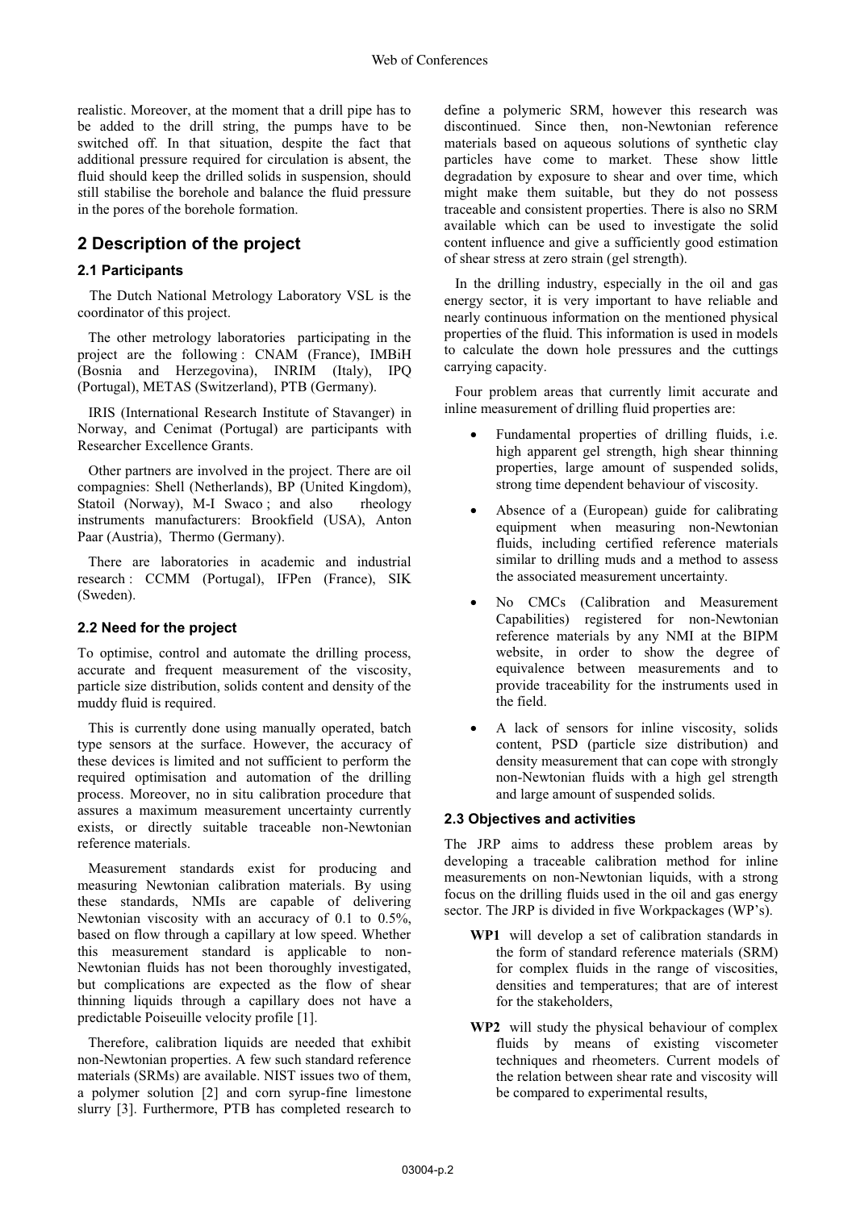realistic. Moreover, at the moment that a drill pipe has to be added to the drill string, the pumps have to be switched off. In that situation, despite the fact that additional pressure required for circulation is absent, the fluid should keep the drilled solids in suspension, should still stabilise the borehole and balance the fluid pressure in the pores of the borehole formation.

## 2 Description of the project

### 2.1 Participants

The Dutch National Metrology Laboratory VSL is the coordinator of this project.

The other metrology laboratories participating in the project are the following : CNAM (France), IMBiH (Bosnia and Herzegovina), INRIM (Italy), IPQ (Portugal), METAS (Switzerland), PTB (Germany).

IRIS (International Research Institute of Stavanger) in Norway, and Cenimat (Portugal) are participants with Researcher Excellence Grants.

Other partners are involved in the project. There are oil compagnies: Shell (Netherlands), BP (United Kingdom), Statoil (Norway), M-I Swaco ; and also rheology instruments manufacturers: Brookfield (USA), Anton Paar (Austria), Thermo (Germany).

There are laboratories in academic and industrial research : CCMM (Portugal), IFPen (France), SIK (Sweden).

### 2.2 Need for the project

To optimise, control and automate the drilling process, accurate and frequent measurement of the viscosity, particle size distribution, solids content and density of the muddy fluid is required.

This is currently done using manually operated, batch type sensors at the surface. However, the accuracy of these devices is limited and not sufficient to perform the required optimisation and automation of the drilling process. Moreover, no in situ calibration procedure that assures a maximum measurement uncertainty currently exists, or directly suitable traceable non-Newtonian reference materials.

Measurement standards exist for producing and measuring Newtonian calibration materials. By using these standards, NMIs are capable of delivering Newtonian viscosity with an accuracy of 0.1 to 0.5%, based on flow through a capillary at low speed. Whether this measurement standard is applicable to non-Newtonian fluids has not been thoroughly investigated, but complications are expected as the flow of shear thinning liquids through a capillary does not have a predictable Poiseuille velocity profile [1].

Therefore, calibration liquids are needed that exhibit non-Newtonian properties. A few such standard reference materials (SRMs) are available. NIST issues two of them, a polymer solution [2] and corn syrup-fine limestone slurry [3]. Furthermore, PTB has completed research to define a polymeric SRM, however this research was discontinued. Since then, non-Newtonian reference materials based on aqueous solutions of synthetic clay particles have come to market. These show little degradation by exposure to shear and over time, which might make them suitable, but they do not possess traceable and consistent properties. There is also no SRM available which can be used to investigate the solid content influence and give a sufficiently good estimation of shear stress at zero strain (gel strength).

In the drilling industry, especially in the oil and gas energy sector, it is very important to have reliable and nearly continuous information on the mentioned physical properties of the fluid. This information is used in models to calculate the down hole pressures and the cuttings carrying capacity.

Four problem areas that currently limit accurate and inline measurement of drilling fluid properties are:

- Fundamental properties of drilling fluids, i.e. high apparent gel strength, high shear thinning properties, large amount of suspended solids, strong time dependent behaviour of viscosity.
- Absence of a (European) guide for calibrating equipment when measuring non-Newtonian fluids, including certified reference materials similar to drilling muds and a method to assess the associated measurement uncertainty.
- No CMCs (Calibration and Measurement Capabilities) registered for non-Newtonian reference materials by any NMI at the BIPM website, in order to show the degree of equivalence between measurements and to provide traceability for the instruments used in the field.
- A lack of sensors for inline viscosity, solids content, PSD (particle size distribution) and density measurement that can cope with strongly non-Newtonian fluids with a high gel strength and large amount of suspended solids.

### 2.3 Objectives and activities

The JRP aims to address these problem areas by developing a traceable calibration method for inline measurements on non-Newtonian liquids, with a strong focus on the drilling fluids used in the oil and gas energy sector. The JRP is divided in five Workpackages (WP's).

- **WP1** will develop a set of calibration standards in the form of standard reference materials (SRM) for complex fluids in the range of viscosities, densities and temperatures; that are of interest for the stakeholders,
- **WP2** will study the physical behaviour of complex fluids by means of existing viscometer techniques and rheometers. Current models of the relation between shear rate and viscosity will be compared to experimental results,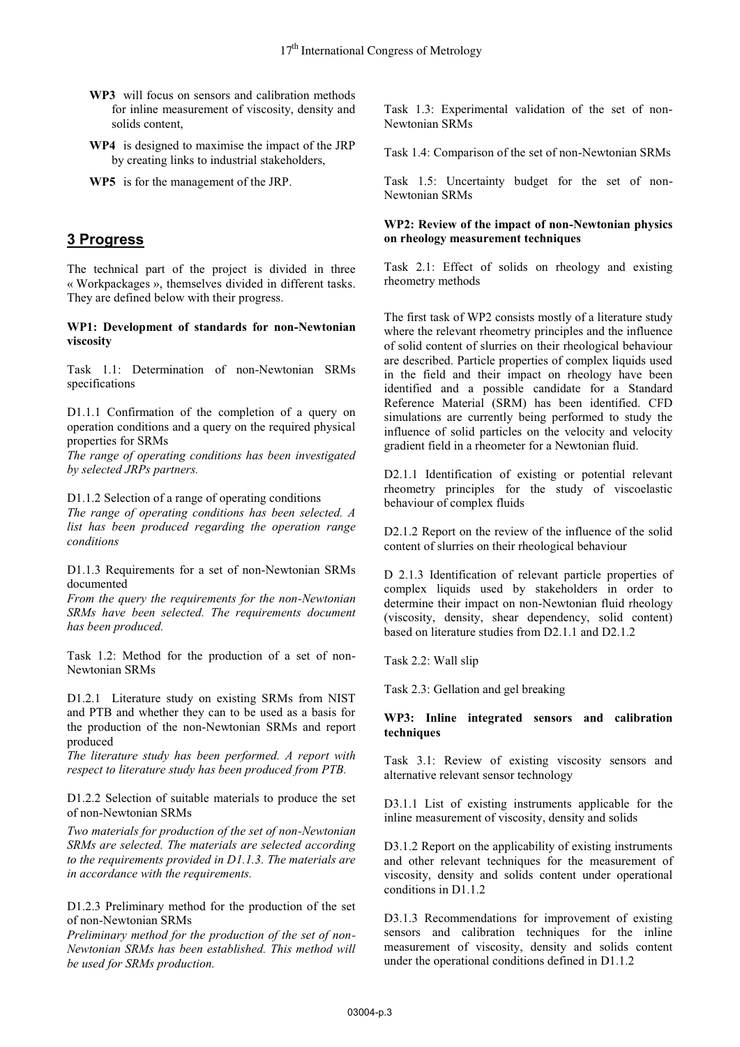**WP3** will focus on sensors and calibration methods for inline measurement of viscosity, density and solids content,

**WP4** is designed to maximise the impact of the JRP by creating links to industrial stakeholders,

**WP5** is for the management of the JRP.

## 3 Progress

The technical part of the project is divided in three « Workpackages », themselves divided in different tasks. They are defined below with their progress.

**WP1: Development of standards for non-Newtonian viscosity**

Task 1.1: Determination of non-Newtonian SRMs specifications

D1.1.1 Confirmation of the completion of a query on operation conditions and a query on the required physical properties for SRMs

*The range of operating conditions has been investigated by selected JRPs partners.*

D1.1.2 Selection of a range of operating conditions

*The range of operating conditions has been selected. A list has been produced regarding the operation range conditions*

D1.1.3 Requirements for a set of non-Newtonian SRMs documented

*From the query the requirements for the non-Newtonian SRMs have been selected. The requirements document has been produced.*

Task 1.2: Method for the production of a set of non-Newtonian SRMs

D1.2.1 Literature study on existing SRMs from NIST and PTB and whether they can to be used as a basis for the production of the non-Newtonian SRMs and report produced

*The literature study has been performed. A report with respect to literature study has been produced from PTB.*

D1.2.2 Selection of suitable materials to produce the set of non-Newtonian SRMs

*Two materials for production of the set of non-Newtonian SRMs are selected. The materials are selected according to the requirements provided in D1.1.3. The materials are in accordance with the requirements.*

D1.2.3 Preliminary method for the production of the set of non-Newtonian SRMs

*Preliminary method for the production of the set of non-Newtonian SRMs has been established. This method will be used for SRMs production.*

Task 1.3: Experimental validation of the set of non-Newtonian SRMs

Task 1.4: Comparison of the set of non-Newtonian SRMs

Task 1.5: Uncertainty budget for the set of non-Newtonian SRMs

**WP2: Review of the impact of non-Newtonian physics on rheology measurement techniques**

Task 2.1: Effect of solids on rheology and existing rheometry methods

The first task of WP2 consists mostly of a literature study where the relevant rheometry principles and the influence of solid content of slurries on their rheological behaviour are described. Particle properties of complex liquids used in the field and their impact on rheology have been identified and a possible candidate for a Standard Reference Material (SRM) has been identified. CFD simulations are currently being performed to study the influence of solid particles on the velocity and velocity gradient field in a rheometer for a Newtonian fluid.

D2.1.1 Identification of existing or potential relevant rheometry principles for the study of viscoelastic behaviour of complex fluids

D2.1.2 Report on the review of the influence of the solid content of slurries on their rheological behaviour

D 2.1.3 Identification of relevant particle properties of complex liquids used by stakeholders in order to determine their impact on non-Newtonian fluid rheology (viscosity, density, shear dependency, solid content) based on literature studies from D2.1.1 and D2.1.2

Task 2.2: Wall slip

Task 2.3: Gellation and gel breaking

**WP3: Inline integrated sensors and calibration techniques**

Task 3.1: Review of existing viscosity sensors and alternative relevant sensor technology

D3.1.1 List of existing instruments applicable for the inline measurement of viscosity, density and solids

D3.1.2 Report on the applicability of existing instruments and other relevant techniques for the measurement of viscosity, density and solids content under operational conditions in D1.1.2

D3.1.3 Recommendations for improvement of existing sensors and calibration techniques for the inline measurement of viscosity, density and solids content under the operational conditions defined in D1.1.2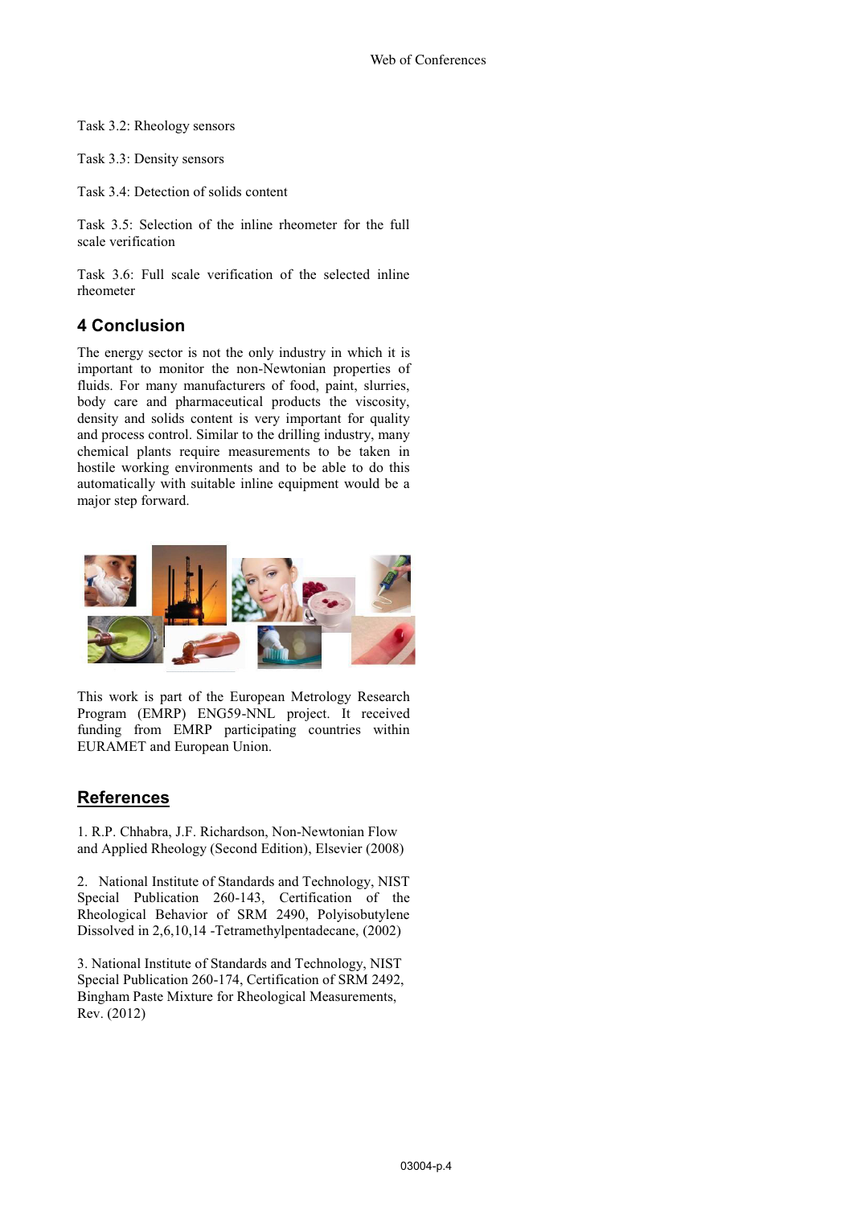Task 3.2: Rheology sensors

Task 3.3: Density sensors

Task 3.4: Detection of solids content

Task 3.5: Selection of the inline rheometer for the full scale verification

Task 3.6: Full scale verification of the selected inline rheometer

## 4 Conclusion

The energy sector is not the only industry in which it is important to monitor the non-Newtonian properties of fluids. For many manufacturers of food, paint, slurries, body care and pharmaceutical products the viscosity, density and solids content is very important for quality and process control. Similar to the drilling industry, many chemical plants require measurements to be taken in hostile working environments and to be able to do this automatically with suitable inline equipment would be a major step forward.

This work is part of the European Metrology Research Program (EMRP) ENG59-NNL project. It received funding from EMRP participating countries within EURAMET and European Union.

## References

1. R.P. Chhabra, J.F. Richardson, Non-Newtonian Flow and Applied Rheology (Second Edition), Elsevier (2008)

2. National Institute of Standards and Technology, NIST Special Publication 260-143, Certification of the Rheological Behavior of SRM 2490, Polyisobutylene Dissolved in 2,6,10,14 -Tetramethylpentadecane, (2002)

3. National Institute of Standards and Technology, NIST Special Publication 260-174, Certification of SRM 2492, Bingham Paste Mixture for Rheological Measurements, Rev. (2012)